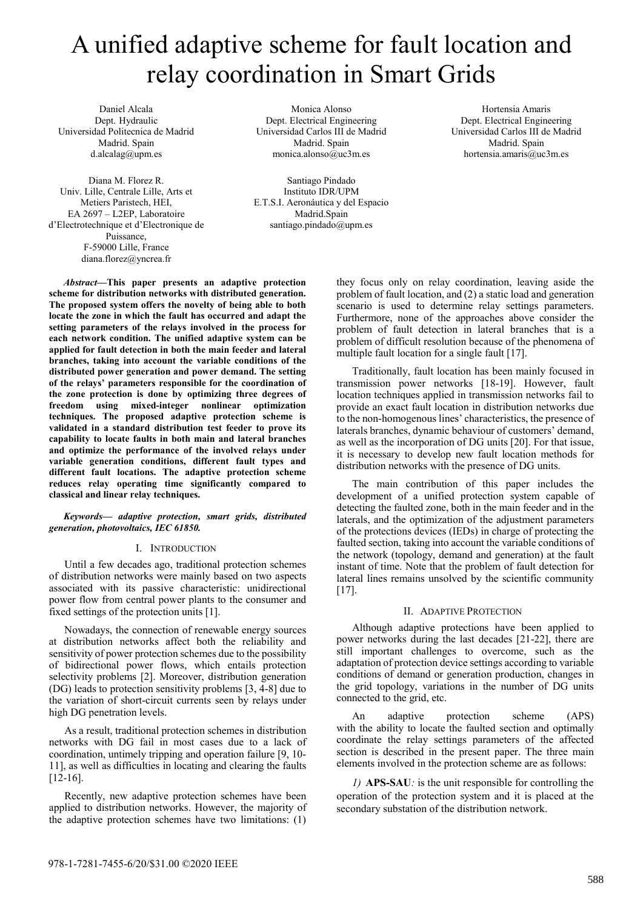# A unified adaptive scheme for fault location and relay coordination in Smart Grids

Daniel Alcala
Dept. Hydraulic
Universidad Politecnica de Madrid
Madrid. Spain
d.alcalag@upm.es

Monica Alonso
Dept. Electrical Engineering
Universidad Carlos III de Madrid
Madrid. Spain
monica.alonso@uc3m.es

Hortensia Amaris
Dept. Electrical Engineering
Universidad Carlos III de Madrid
Madrid. Spain
hortensia.amaris@uc3m.es

Diana M. Florez R.
Univ. Lille, Centrale Lille, Arts et Metiers Paristech, HEI,
EA 2697 – L2EP, Laboratoire d'Electrotechnique et d'Electronique de Puissance,
F-59000 Lille, France
diana.florez@yncrea.fr

Santiago Pindado
Instituto IDR/UPM
E.T.S.I. Aeronáutica y del Espacio
Madrid.Spain
santiago.pindado@upm.es

***Abstract*—This paper presents an adaptive protection scheme for distribution networks with distributed generation. The proposed system offers the novelty of being able to both locate the zone in which the fault has occurred and adapt the setting parameters of the relays involved in the process for each network condition. The unified adaptive system can be applied for fault detection in both the main feeder and lateral branches, taking into account the variable conditions of the distributed power generation and power demand. The setting of the relays' parameters responsible for the coordination of the zone protection is done by optimizing three degrees of freedom using mixed-integer nonlinear optimization techniques. The proposed adaptive protection scheme is validated in a standard distribution test feeder to prove its capability to locate faults in both main and lateral branches and optimize the performance of the involved relays under variable generation conditions, different fault types and different fault locations. The adaptive protection scheme reduces relay operating time significantly compared to classical and linear relay techniques.**

***Keywords— adaptive protection, smart grids, distributed generation, photovoltaics, IEC 61850.***

## I. Introduction

Until a few decades ago, traditional protection schemes of distribution networks were mainly based on two aspects associated with its passive characteristic: unidirectional power flow from central power plants to the consumer and fixed settings of the protection units [1].

Nowadays, the connection of renewable energy sources at distribution networks affect both the reliability and sensitivity of power protection schemes due to the possibility of bidirectional power flows, which entails protection selectivity problems [2]. Moreover, distribution generation (DG) leads to protection sensitivity problems [3, 4-8] due to the variation of short-circuit currents seen by relays under high DG penetration levels.

As a result, traditional protection schemes in distribution networks with DG fail in most cases due to a lack of coordination, untimely tripping and operation failure [9, 10-11], as well as difficulties in locating and clearing the faults [12-16].

Recently, new adaptive protection schemes have been applied to distribution networks. However, the majority of the adaptive protection schemes have two limitations: (1) they focus only on relay coordination, leaving aside the problem of fault location, and (2) a static load and generation scenario is used to determine relay settings parameters. Furthermore, none of the approaches above consider the problem of fault detection in lateral branches that is a problem of difficult resolution because of the phenomena of multiple fault location for a single fault [17].

Traditionally, fault location has been mainly focused in transmission power networks [18-19]. However, fault location techniques applied in transmission networks fail to provide an exact fault location in distribution networks due to the non-homogenous lines' characteristics, the presence of laterals branches, dynamic behaviour of customers' demand, as well as the incorporation of DG units [20]. For that issue, it is necessary to develop new fault location methods for distribution networks with the presence of DG units.

The main contribution of this paper includes the development of a unified protection system capable of detecting the faulted zone, both in the main feeder and in the laterals, and the optimization of the adjustment parameters of the protections devices (IEDs) in charge of protecting the faulted section, taking into account the variable conditions of the network (topology, demand and generation) at the fault instant of time. Note that the problem of fault detection for lateral lines remains unsolved by the scientific community [17].

## II. Adaptive Protection

Although adaptive protections have been applied to power networks during the last decades [21-22], there are still important challenges to overcome, such as the adaptation of protection device settings according to variable conditions of demand or generation production, changes in the grid topology, variations in the number of DG units connected to the grid, etc.

An adaptive protection scheme (APS) with the ability to locate the faulted section and optimally coordinate the relay settings parameters of the affected section is described in the present paper. The three main elements involved in the protection scheme are as follows:

*1)* **APS-SAU***:* is the unit responsible for controlling the operation of the protection system and it is placed at the secondary substation of the distribution network.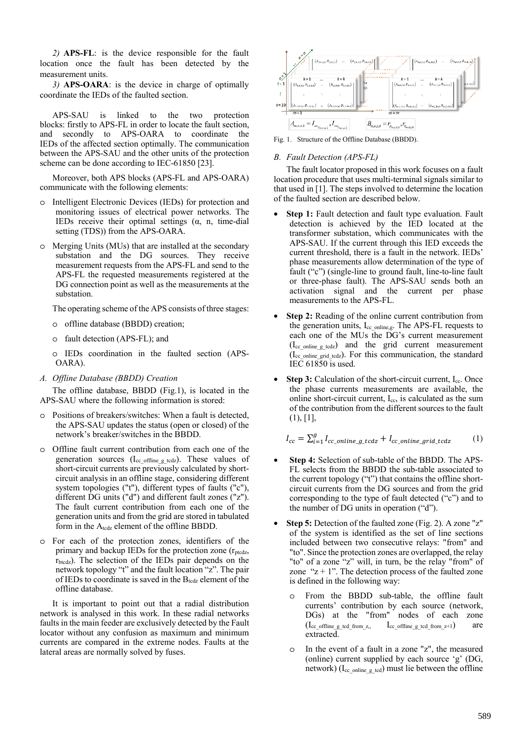*2)* **APS-FL**: is the device responsible for the fault location once the fault has been detected by the measurement units.

*3)* **APS-OARA**: is the device in charge of optimally coordinate the IEDs of the faulted section.

APS-SAU is linked to the two protection blocks: firstly to APS-FL in order to locate the fault section, and secondly to APS-OARA to coordinate the IEDs of the affected section optimally. The communication between the APS-SAU and the other units of the protection scheme can be done according to IEC-61850 [23].

Moreover, both APS blocks (APS-FL and APS-OARA) communicate with the following elements:

- Intelligent Electronic Devices (IEDs) for protection and monitoring issues of electrical power networks. The IEDs receive their optimal settings (α, n, time-dial setting (TDS)) from the APS-OARA.
- Merging Units (MUs) that are installed at the secondary substation and the DG sources. They receive measurement requests from the APS-FL and send to the APS-FL the requested measurements registered at the DG connection point as well as the measurements at the substation.

The operating scheme of the APS consists of three stages:

- offline database (BBDD) creation;
- fault detection (APS-FL); and
- IEDs coordination in the faulted section (APS-OARA).

### *A. Offline Database (BBDD) Creation*

The offline database, BBDD (Fig.1), is located in the APS-SAU where the following information is stored:

- Positions of breakers/switches: When a fault is detected, the APS-SAU updates the status (open or closed) of the network's breaker/switches in the BBDD.
- Offline fault current contribution from each one of the generation sources ($I_{cc\_offline\_g\_tcdz}$). These values of short-circuit currents are previously calculated by short-circuit analysis in an offline stage, considering different system topologies ("t"), different types of faults ("c"), different DG units ("d") and different fault zones ("z"). The fault current contribution from each one of the generation units and from the grid are stored in tabulated form in the $A_{tcdz}$ element of the offline BBDD.
- For each of the protection zones, identifiers of the primary and backup IEDs for the protection zone ($r_{ptcdz}$, $r_{btcdz}$). The selection of the IEDs pair depends on the network topology "t" and the fault location "z". The pair of IEDs to coordinate is saved in the $B_{tcdz}$ element of the offline database.

It is important to point out that a radial distribution network is analysed in this work. In these radial networks faults in the main feeder are exclusively detected by the Fault locator without any confusion as maximum and minimum currents are compared in the extreme nodes. Faults at the lateral areas are normally solved by fuses.

$A_{m,n,t,k} = I_{cc_{f_{m,n,t,k}}}, I_{cc_{b_{m,n,t,k}}}$ $B_{m,n,t,k} = r_{p_{m,n,t,k}}, r_{b_{m,n,t,k}}$

Fig. 1. Structure of the Offline Database (BBDD).

### *B. Fault Detection (APS-FL)*

The fault locator proposed in this work focuses on a fault location procedure that uses multi-terminal signals similar to that used in [1]. The steps involved to determine the location of the faulted section are described below.

- **Step 1:** Fault detection and fault type evaluation. Fault detection is achieved by the IED located at the transformer substation, which communicates with the APS-SAU. If the current through this IED exceeds the current threshold, there is a fault in the network. IEDs' phase measurements allow determination of the type of fault ("c") (single-line to ground fault, line-to-line fault or three-phase fault). The APS-SAU sends both an activation signal and the current per phase measurements to the APS-FL.
- **Step 2:** Reading of the online current contribution from the generation units, $I_{cc\_online,g}$. The APS-FL requests to each one of the MUs the DG's current measurement ($I_{cc\_online\_g\_tcdz}$) and the grid current measurement ($I_{cc\_online\_grid\_tcdz}$). For this communication, the standard IEC 61850 is used.
- **Step 3:** Calculation of the short-circuit current, $I_{cc}$. Once the phase currents measurements are available, the online short-circuit current, $I_{cc}$, is calculated as the sum of the contribution from the different sources to the fault (1), [1],

$$I_{cc} = \sum_{i=1}^{g} I_{cc\_online\_g\_tcdz} + I_{cc\_online\_grid\_tcdz} \quad (1)$$

- **Step 4:** Selection of sub-table of the BBDD. The APS-FL selects from the BBDD the sub-table associated to the current topology ("t") that contains the offline short-circuit currents from the DG sources and from the grid corresponding to the type of fault detected ("c") and to the number of DG units in operation ("d").
- **Step 5:** Detection of the faulted zone (Fig. 2). A zone "z" of the system is identified as the set of line sections included between two consecutive relays: "from" and "to". Since the protection zones are overlapped, the relay "to" of a zone "z" will, in turn, be the relay "from" of zone "z + 1". The detection process of the faulted zone is defined in the following way:
  - From the BBDD sub-table, the offline fault currents' contribution by each source (network, DGs) at the "from" nodes of each zone ($I_{cc\_offline\_g\_tcd\_from\_z}$, $I_{cc\_offline\_g\_tcd\_from\_z+1}$) are extracted.
  - In the event of a fault in a zone "z", the measured (online) current supplied by each source 'g' (DG, network) ($I_{cc\_online\_g\_tcd}$) must lie between the offline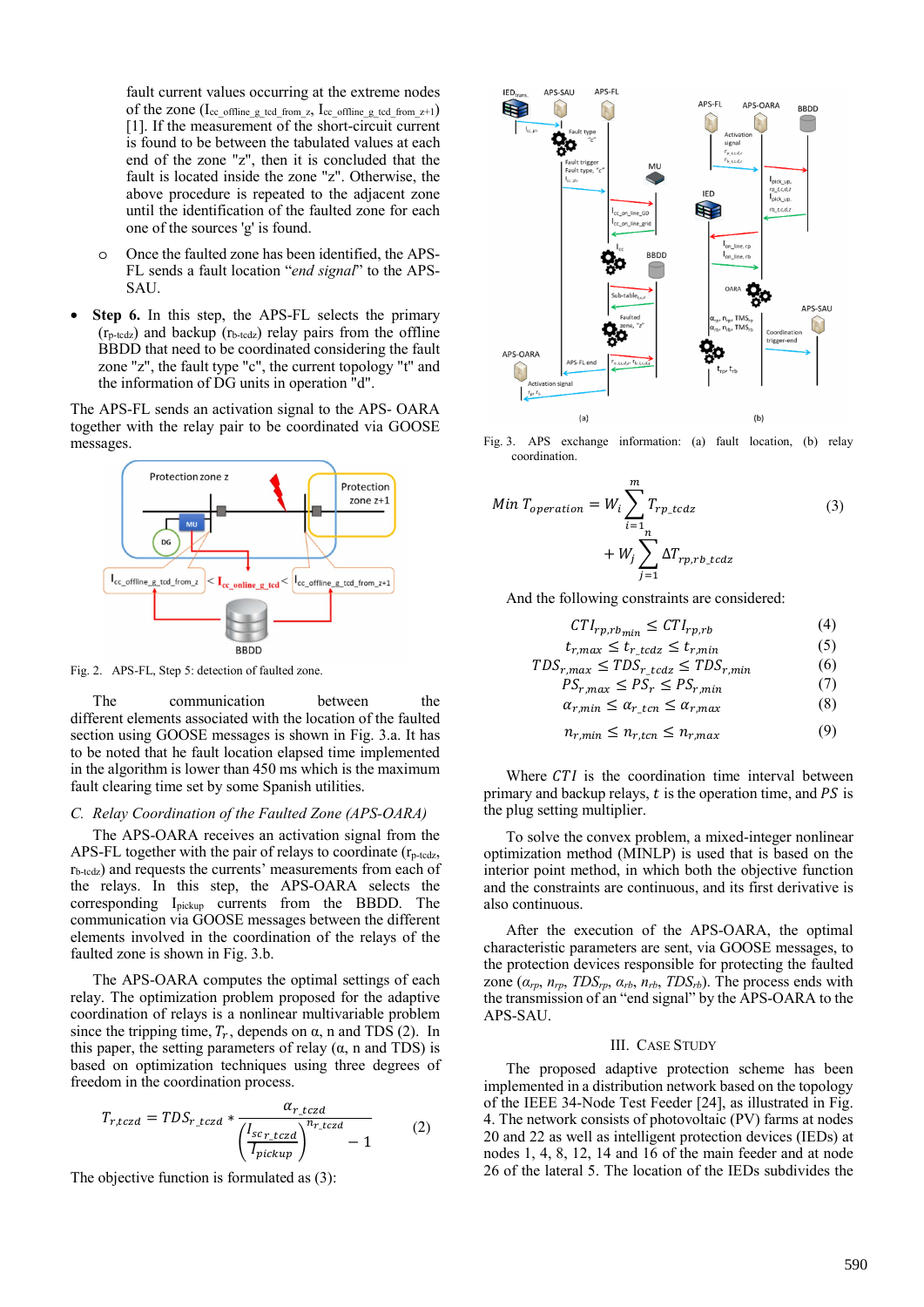fault current values occurring at the extreme nodes of the zone ($I_{cc\_offline\_g\_tcd\_from\_z}$, $I_{cc\_offline\_g\_tcd\_from\_z+1}$) [1]. If the measurement of the short-circuit current is found to be between the tabulated values at each end of the zone "z", then it is concluded that the fault is located inside the zone "z". Otherwise, the above procedure is repeated to the adjacent zone until the identification of the faulted zone for each one of the sources 'g' is found.

- Once the faulted zone has been identified, the APS-FL sends a fault location "*end signal*" to the APS-SAU.

- **Step 6.** In this step, the APS-FL selects the primary ($r_{p\text{-}tcdz}$) and backup ($r_{b\text{-}tcdz}$) relay pairs from the offline BBDD that need to be coordinated considering the fault zone "z", the fault type "c", the current topology "t" and the information of DG units in operation "d".

The APS-FL sends an activation signal to the APS- OARA together with the relay pair to be coordinated via GOOSE messages.

Fig. 2. APS-FL, Step 5: detection of faulted zone.

The communication between the different elements associated with the location of the faulted section using GOOSE messages is shown in Fig. 3.a. It has to be noted that he fault location elapsed time implemented in the algorithm is lower than 450 ms which is the maximum fault clearing time set by some Spanish utilities.

### C. *Relay Coordination of the Faulted Zone (APS-OARA)*

The APS-OARA receives an activation signal from the APS-FL together with the pair of relays to coordinate ($r_{p\text{-}tcdz}$, $r_{b\text{-}tcdz}$) and requests the currents' measurements from each of the relays. In this step, the APS-OARA selects the corresponding $I_{pickup}$ currents from the BBDD. The communication via GOOSE messages between the different elements involved in the coordination of the relays of the faulted zone is shown in Fig. 3.b.

The APS-OARA computes the optimal settings of each relay. The optimization problem proposed for the adaptive coordination of relays is a nonlinear multivariable problem since the tripping time, $T_r$, depends on α, n and TDS (2). In this paper, the setting parameters of relay (α, n and TDS) is based on optimization techniques using three degrees of freedom in the coordination process.

$$T_{r,tczd} = TDS_{r\_tczd} * \frac{\alpha_{r\_tczd}}{\left(\frac{I_{sc\,r\_tczd}}{I_{pickup}}\right)^{n_{r\_tczd}} - 1} \tag{2}$$

The objective function is formulated as (3):

Fig. 3. APS exchange information: (a) fault location, (b) relay coordination.

$$Min\ T_{operation} = W_i \sum_{i=1}^{m} T_{rp\_tcdz} + W_j \sum_{j=1}^{n} \Delta T_{rp,rb\_tcdz} \tag{3}$$

And the following constraints are considered:

$$CTI_{rp,rb_{min}} \leq CTI_{rp,rb} \tag{4}$$

$$t_{r,max} \leq t_{r\_tcdz} \leq t_{r,min} \tag{5}$$

$$TDS_{r,max} \leq TDS_{r\_tcdz} \leq TDS_{r,min} \tag{6}$$

$$PS_{r,max} \leq PS_r \leq PS_{r,min} \tag{7}$$

$$\alpha_{r,min} \leq \alpha_{r\_tcn} \leq \alpha_{r,max} \tag{8}$$

$$n_{r,min} \leq n_{r,tcn} \leq n_{r,max} \tag{9}$$

Where *CTI* is the coordination time interval between primary and backup relays, *t* is the operation time, and *PS* is the plug setting multiplier.

To solve the convex problem, a mixed-integer nonlinear optimization method (MINLP) is used that is based on the interior point method, in which both the objective function and the constraints are continuous, and its first derivative is also continuous.

After the execution of the APS-OARA, the optimal characteristic parameters are sent, via GOOSE messages, to the protection devices responsible for protecting the faulted zone ($\alpha_{rp}$, $n_{rp}$, $TDS_{rp}$, $\alpha_{rb}$, $n_{rb}$, $TDS_{rb}$). The process ends with the transmission of an "end signal" by the APS-OARA to the APS-SAU.

## III. Case Study

The proposed adaptive protection scheme has been implemented in a distribution network based on the topology of the IEEE 34-Node Test Feeder [24], as illustrated in Fig. 4. The network consists of photovoltaic (PV) farms at nodes 20 and 22 as well as intelligent protection devices (IEDs) at nodes 1, 4, 8, 12, 14 and 16 of the main feeder and at node 26 of the lateral 5. The location of the IEDs subdivides the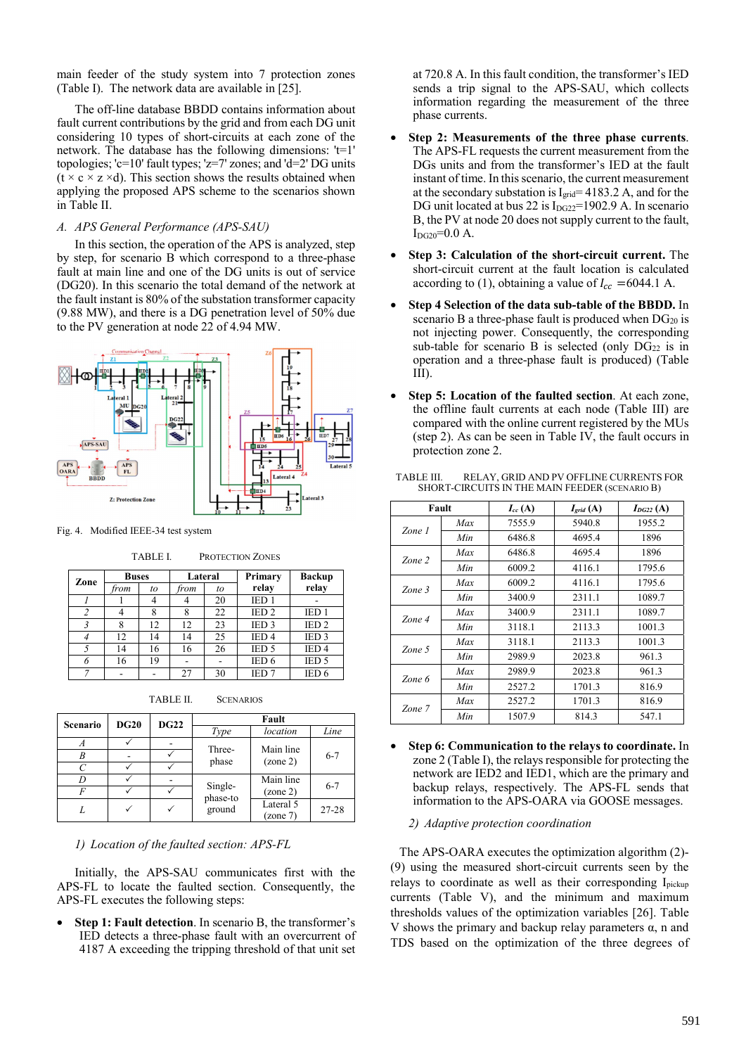main feeder of the study system into 7 protection zones (Table I). The network data are available in [25].

The off-line database BBDD contains information about fault current contributions by the grid and from each DG unit considering 10 types of short-circuits at each zone of the network. The database has the following dimensions: 't=1' topologies; 'c=10' fault types; 'z=7' zones; and 'd=2' DG units (t × c × z ×d). This section shows the results obtained when applying the proposed APS scheme to the scenarios shown in Table II.

### *A. APS General Performance (APS-SAU)*

In this section, the operation of the APS is analyzed, step by step, for scenario B which correspond to a three-phase fault at main line and one of the DG units is out of service (DG20). In this scenario the total demand of the network at the fault instant is 80% of the substation transformer capacity (9.88 MW), and there is a DG penetration level of 50% due to the PV generation at node 22 of 4.94 MW.

Fig. 4. Modified IEEE-34 test system

TABLE I. PROTECTION ZONES

| Zone | Buses | | Lateral | | Primary relay | Backup relay |
|---|---|---|---|---|---|---|
| | *from* | *to* | *from* | *to* | | |
| *1* | 1 | 4 | 4 | 20 | IED 1 | - |
| *2* | 4 | 8 | 8 | 22 | IED 2 | IED 1 |
| *3* | 8 | 12 | 12 | 23 | IED 3 | IED 2 |
| *4* | 12 | 14 | 14 | 25 | IED 4 | IED 3 |
| *5* | 14 | 16 | 16 | 26 | IED 5 | IED 4 |
| *6* | 16 | 19 | - | - | IED 6 | IED 5 |
| *7* | - | - | 27 | 30 | IED 7 | IED 6 |

TABLE II. SCENARIOS

| Scenario | DG20 | DG22 | Fault | | |
|---|---|---|---|---|---|
| | | | *Type* | *location* | *Line* |
| *A* | ✓ | - | Three-phase | Main line (zone 2) | 6-7 |
| *B* | - | ✓ | | | |
| *C* | ✓ | ✓ | | | |
| *D* | ✓ | - | Single-phase-to ground | Main line (zone 2) | 6-7 |
| *F* | ✓ | ✓ | | | |
| *L* | ✓ | ✓ | | Lateral 5 (zone 7) | 27-28 |

#### *1) Location of the faulted section: APS-FL*

Initially, the APS-SAU communicates first with the APS-FL to locate the faulted section. Consequently, the APS-FL executes the following steps:

- **Step 1: Fault detection**. In scenario B, the transformer's IED detects a three-phase fault with an overcurrent of 4187 A exceeding the tripping threshold of that unit set at 720.8 A. In this fault condition, the transformer's IED sends a trip signal to the APS-SAU, which collects information regarding the measurement of the three phase currents.
- **Step 2: Measurements of the three phase currents**. The APS-FL requests the current measurement from the DGs units and from the transformer's IED at the fault instant of time. In this scenario, the current measurement at the secondary substation is $I_{grid}$= 4183.2 A, and for the DG unit located at bus 22 is $I_{DG22}$=1902.9 A. In scenario B, the PV at node 20 does not supply current to the fault, $I_{DG20}$=0.0 A.
- **Step 3: Calculation of the short-circuit current.** The short-circuit current at the fault location is calculated according to (1), obtaining a value of $I_{cc}$ =6044.1 A.
- **Step 4 Selection of the data sub-table of the BBDD.** In scenario B a three-phase fault is produced when $DG_{20}$ is not injecting power. Consequently, the corresponding sub-table for scenario B is selected (only $DG_{22}$ is in operation and a three-phase fault is produced) (Table III).
- **Step 5: Location of the faulted section**. At each zone, the offline fault currents at each node (Table III) are compared with the online current registered by the MUs (step 2). As can be seen in Table IV, the fault occurs in protection zone 2.

TABLE III. RELAY, GRID AND PV OFFLINE CURRENTS FOR SHORT-CIRCUITS IN THE MAIN FEEDER (SCENARIO B)

| Fault | | $I_{cc}$ (A) | $I_{grid}$ (A) | $I_{DG22}$ (A) |
|---|---|---|---|---|
| *Zone 1* | *Max* | 7555.9 | 5940.8 | 1955.2 |
| | *Min* | 6486.8 | 4695.4 | 1896 |
| *Zone 2* | *Max* | 6486.8 | 4695.4 | 1896 |
| | *Min* | 6009.2 | 4116.1 | 1795.6 |
| *Zone 3* | *Max* | 6009.2 | 4116.1 | 1795.6 |
| | *Min* | 3400.9 | 2311.1 | 1089.7 |
| *Zone 4* | *Max* | 3400.9 | 2311.1 | 1089.7 |
| | *Min* | 3118.1 | 2113.3 | 1001.3 |
| *Zone 5* | *Max* | 3118.1 | 2113.3 | 1001.3 |
| | *Min* | 2989.9 | 2023.8 | 961.3 |
| *Zone 6* | *Max* | 2989.9 | 2023.8 | 961.3 |
| | *Min* | 2527.2 | 1701.3 | 816.9 |
| *Zone 7* | *Max* | 2527.2 | 1701.3 | 816.9 |
| | *Min* | 1507.9 | 814.3 | 547.1 |

- **Step 6: Communication to the relays to coordinate.** In zone 2 (Table I), the relays responsible for protecting the network are IED2 and IED1, which are the primary and backup relays, respectively. The APS-FL sends that information to the APS-OARA via GOOSE messages.

#### *2) Adaptive protection coordination*

The APS-OARA executes the optimization algorithm (2)-(9) using the measured short-circuit currents seen by the relays to coordinate as well as their corresponding $I_{pickup}$ currents (Table V), and the minimum and maximum thresholds values of the optimization variables [26]. Table V shows the primary and backup relay parameters α, n and TDS based on the optimization of the three degrees of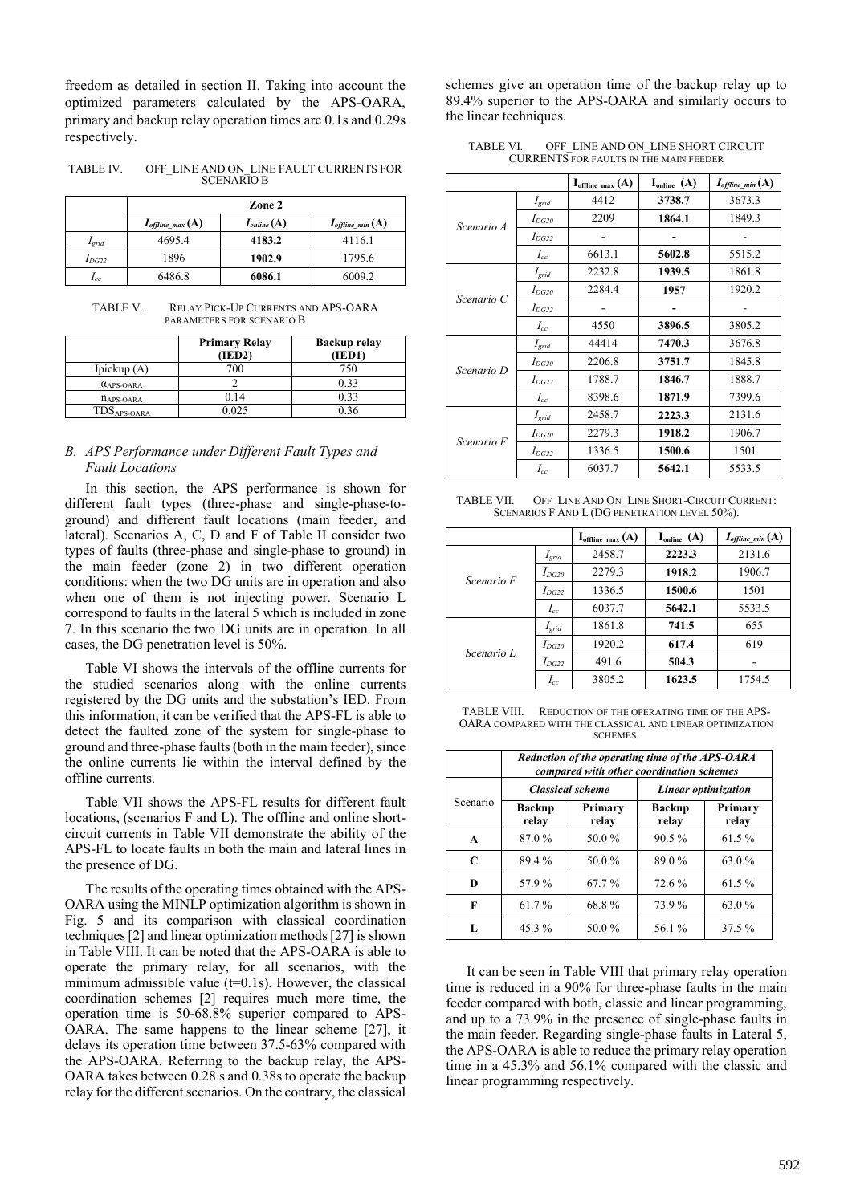freedom as detailed in section II. Taking into account the optimized parameters calculated by the APS-OARA, primary and backup relay operation times are 0.1s and 0.29s respectively.

TABLE IV. OFF_LINE AND ON_LINE FAULT CURRENTS FOR SCENARIO B

| | Zone 2 | | |
|---|---|---|---|
| | $I_{offline\_max}$ (A) | $I_{online}$ (A) | $I_{offline\_min}$ (A) |
| $I_{grid}$ | 4695.4 | **4183.2** | 4116.1 |
| $I_{DG22}$ | 1896 | **1902.9** | 1795.6 |
| $I_{cc}$ | 6486.8 | **6086.1** | 6009.2 |

TABLE V. RELAY PICK-UP CURRENTS AND APS-OARA PARAMETERS FOR SCENARIO B

| | Primary Relay (IED2) | Backup relay (IED1) |
|---|---|---|
| Ipickup (A) | 700 | 750 |
| $\alpha_{APS\text{-}OARA}$ | 2 | 0.33 |
| $n_{APS\text{-}OARA}$ | 0.14 | 0.33 |
| $TDS_{APS\text{-}OARA}$ | 0.025 | 0.36 |

### *B. APS Performance under Different Fault Types and Fault Locations*

In this section, the APS performance is shown for different fault types (three-phase and single-phase-to-ground) and different fault locations (main feeder, and lateral). Scenarios A, C, D and F of Table II consider two types of faults (three-phase and single-phase to ground) in the main feeder (zone 2) in two different operation conditions: when the two DG units are in operation and also when one of them is not injecting power. Scenario L correspond to faults in the lateral 5 which is included in zone 7. In this scenario the two DG units are in operation. In all cases, the DG penetration level is 50%.

Table VI shows the intervals of the offline currents for the studied scenarios along with the online currents registered by the DG units and the substation's IED. From this information, it can be verified that the APS-FL is able to detect the faulted zone of the system for single-phase to ground and three-phase faults (both in the main feeder), since the online currents lie within the interval defined by the offline currents.

Table VII shows the APS-FL results for different fault locations, (scenarios F and L). The offline and online short-circuit currents in Table VII demonstrate the ability of the APS-FL to locate faults in both the main and lateral lines in the presence of DG.

The results of the operating times obtained with the APS-OARA using the MINLP optimization algorithm is shown in Fig. 5 and its comparison with classical coordination techniques [2] and linear optimization methods [27] is shown in Table VIII. It can be noted that the APS-OARA is able to operate the primary relay, for all scenarios, with the minimum admissible value (t=0.1s). However, the classical coordination schemes [2] requires much more time, the operation time is 50-68.8% superior compared to APS-OARA. The same happens to the linear scheme [27], it delays its operation time between 37.5-63% compared with the APS-OARA. Referring to the backup relay, the APS-OARA takes between 0.28 s and 0.38s to operate the backup relay for the different scenarios. On the contrary, the classical schemes give an operation time of the backup relay up to 89.4% superior to the APS-OARA and similarly occurs to the linear techniques.

TABLE VI. OFF_LINE AND ON_LINE SHORT CIRCUIT CURRENTS FOR FAULTS IN THE MAIN FEEDER

| | | $I_{offline\_max}$ (A) | $I_{online}$ (A) | $I_{offline\_min}$ (A) |
|---|---|---|---|---|
| *Scenario A* | $I_{grid}$ | 4412 | **3738.7** | 3673.3 |
| | $I_{DG20}$ | 2209 | **1864.1** | 1849.3 |
| | $I_{DG22}$ | - | **-** | - |
| | $I_{cc}$ | 6613.1 | **5602.8** | 5515.2 |
| *Scenario C* | $I_{grid}$ | 2232.8 | **1939.5** | 1861.8 |
| | $I_{DG20}$ | 2284.4 | **1957** | 1920.2 |
| | $I_{DG22}$ | - | **-** | - |
| | $I_{cc}$ | 4550 | **3896.5** | 3805.2 |
| *Scenario D* | $I_{grid}$ | 44414 | **7470.3** | 3676.8 |
| | $I_{DG20}$ | 2206.8 | **3751.7** | 1845.8 |
| | $I_{DG22}$ | 1788.7 | **1846.7** | 1888.7 |
| | $I_{cc}$ | 8398.6 | **1871.9** | 7399.6 |
| *Scenario F* | $I_{grid}$ | 2458.7 | **2223.3** | 2131.6 |
| | $I_{DG20}$ | 2279.3 | **1918.2** | 1906.7 |
| | $I_{DG22}$ | 1336.5 | **1500.6** | 1501 |
| | $I_{cc}$ | 6037.7 | **5642.1** | 5533.5 |

TABLE VII. OFF_LINE AND ON_LINE SHORT-CIRCUIT CURRENT: SCENARIOS F AND L (DG PENETRATION LEVEL 50%).

| | | $I_{offline\_max}$ (A) | $I_{online}$ (A) | $I_{offline\_min}$ (A) |
|---|---|---|---|---|
| *Scenario F* | $I_{grid}$ | 2458.7 | **2223.3** | 2131.6 |
| | $I_{DG20}$ | 2279.3 | **1918.2** | 1906.7 |
| | $I_{DG22}$ | 1336.5 | **1500.6** | 1501 |
| | $I_{cc}$ | 6037.7 | **5642.1** | 5533.5 |
| *Scenario L* | $I_{grid}$ | 1861.8 | **741.5** | 655 |
| | $I_{DG20}$ | 1920.2 | **617.4** | 619 |
| | $I_{DG22}$ | 491.6 | **504.3** | - |
| | $I_{cc}$ | 3805.2 | **1623.5** | 1754.5 |

TABLE VIII. REDUCTION OF THE OPERATING TIME OF THE APS-OARA COMPARED WITH THE CLASSICAL AND LINEAR OPTIMIZATION SCHEMES.

| Scenario | *Reduction of the operating time of the APS-OARA compared with other coordination schemes* | | | |
|---|---|---|---|---|
| | *Classical scheme* | | *Linear optimization* | |
| | **Backup relay** | **Primary relay** | **Backup relay** | **Primary relay** |
| **A** | 87.0 % | 50.0 % | 90.5 % | 61.5 % |
| **C** | 89.4 % | 50.0 % | 89.0 % | 63.0 % |
| **D** | 57.9 % | 67.7 % | 72.6 % | 61.5 % |
| **F** | 61.7 % | 68.8 % | 73.9 % | 63.0 % |
| **L** | 45.3 % | 50.0 % | 56.1 % | 37.5 % |

It can be seen in Table VIII that primary relay operation time is reduced in a 90% for three-phase faults in the main feeder compared with both, classic and linear programming, and up to a 73.9% in the presence of single-phase faults in the main feeder. Regarding single-phase faults in Lateral 5, the APS-OARA is able to reduce the primary relay operation time in a 45.3% and 56.1% compared with the classic and linear programming respectively.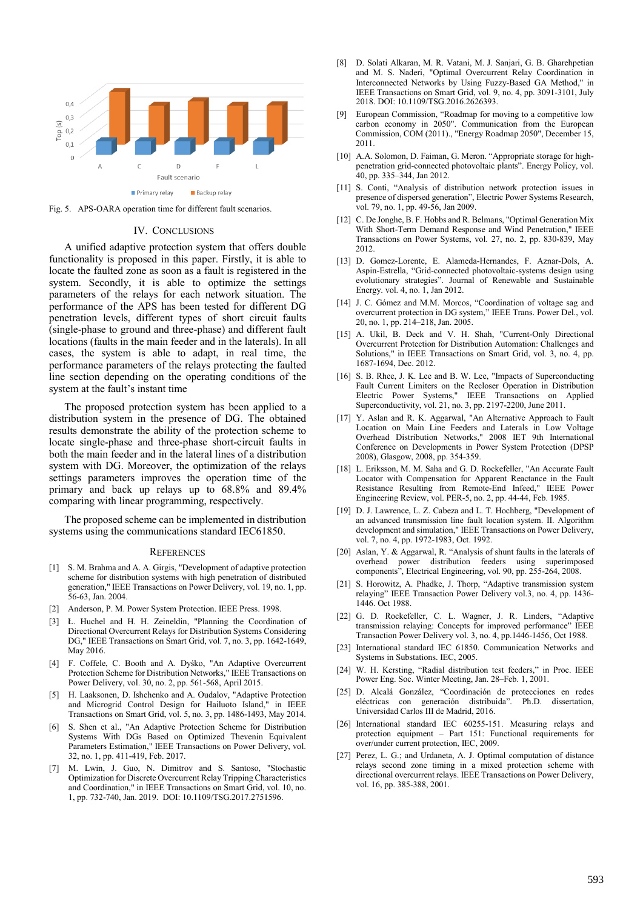0,4

0,3

0,2

0,1

0

Top (s)

A C D F L

Fault scenario

Primary relay Backup relay

Fig. 5. APS-OARA operation time for different fault scenarios.

## IV. Conclusions

A unified adaptive protection system that offers double functionality is proposed in this paper. Firstly, it is able to locate the faulted zone as soon as a fault is registered in the system. Secondly, it is able to optimize the settings parameters of the relays for each network situation. The performance of the APS has been tested for different DG penetration levels, different types of short circuit faults (single-phase to ground and three-phase) and different fault locations (faults in the main feeder and in the laterals). In all cases, the system is able to adapt, in real time, the performance parameters of the relays protecting the faulted line section depending on the operating conditions of the system at the fault's instant time

The proposed protection system has been applied to a distribution system in the presence of DG. The obtained results demonstrate the ability of the protection scheme to locate single-phase and three-phase short-circuit faults in both the main feeder and in the lateral lines of a distribution system with DG. Moreover, the optimization of the relays settings parameters improves the operation time of the primary and back up relays up to 68.8% and 89.4% comparing with linear programming, respectively.

The proposed scheme can be implemented in distribution systems using the communications standard IEC61850.

## References

[1] S. M. Brahma and A. A. Girgis, "Development of adaptive protection scheme for distribution systems with high penetration of distributed generation," IEEE Transactions on Power Delivery, vol. 19, no. 1, pp. 56-63, Jan. 2004.

[2] Anderson, P. M. Power System Protection. IEEE Press. 1998.

[3] Ł. Huchel and H. H. Zeineldin, "Planning the Coordination of Directional Overcurrent Relays for Distribution Systems Considering DG," IEEE Transactions on Smart Grid, vol. 7, no. 3, pp. 1642-1649, May 2016.

[4] F. Coffele, C. Booth and A. Dyśko, "An Adaptive Overcurrent Protection Scheme for Distribution Networks," IEEE Transactions on Power Delivery, vol. 30, no. 2, pp. 561-568, April 2015.

[5] H. Laaksonen, D. Ishchenko and A. Oudalov, "Adaptive Protection and Microgrid Control Design for Hailuoto Island," in IEEE Transactions on Smart Grid, vol. 5, no. 3, pp. 1486-1493, May 2014.

[6] S. Shen et al., "An Adaptive Protection Scheme for Distribution Systems With DGs Based on Optimized Thevenin Equivalent Parameters Estimation," IEEE Transactions on Power Delivery, vol. 32, no. 1, pp. 411-419, Feb. 2017.

[7] M. Lwin, J. Guo, N. Dimitrov and S. Santoso, "Stochastic Optimization for Discrete Overcurrent Relay Tripping Characteristics and Coordination," in IEEE Transactions on Smart Grid, vol. 10, no. 1, pp. 732-740, Jan. 2019. DOI: 10.1109/TSG.2017.2751596.

[8] D. Solati Alkaran, M. R. Vatani, M. J. Sanjari, G. B. Gharehpetian and M. S. Naderi, "Optimal Overcurrent Relay Coordination in Interconnected Networks by Using Fuzzy-Based GA Method," in IEEE Transactions on Smart Grid, vol. 9, no. 4, pp. 3091-3101, July 2018. DOI: 10.1109/TSG.2016.2626393.

[9] European Commission, "Roadmap for moving to a competitive low carbon economy in 2050". Communication from the European Commission, COM (2011)., "Energy Roadmap 2050", December 15, 2011.

[10] A.A. Solomon, D. Faiman, G. Meron. "Appropriate storage for high-penetration grid-connected photovoltaic plants". Energy Policy, vol. 40, pp. 335–344, Jan 2012.

[11] S. Conti, "Analysis of distribution network protection issues in presence of dispersed generation", Electric Power Systems Research, vol. 79, no. 1, pp. 49-56, Jan 2009.

[12] C. De Jonghe, B. F. Hobbs and R. Belmans, "Optimal Generation Mix With Short-Term Demand Response and Wind Penetration," IEEE Transactions on Power Systems, vol. 27, no. 2, pp. 830-839, May 2012.

[13] D. Gomez-Lorente, A. Alameda-Hernandes, F. Aznar-Dols, A. Aspin-Estrella, "Grid-connected photovoltaic-systems design using evolutionary strategies". Journal of Renewable and Sustainable Energy. vol. 4, no. 1, Jan 2012.

[14] J. C. Gómez and M.M. Morcos, "Coordination of voltage sag and overcurrent protection in DG system," IEEE Trans. Power Del., vol. 20, no. 1, pp. 214–218, Jan. 2005.

[15] A. Ukil, B. Deck and V. H. Shah, "Current-Only Directional Overcurrent Protection for Distribution Automation: Challenges and Solutions," in IEEE Transactions on Smart Grid, vol. 3, no. 4, pp. 1687-1694, Dec. 2012.

[16] S. B. Rhee, J. K. Lee and B. W. Lee, "Impacts of Superconducting Fault Current Limiters on the Recloser Operation in Distribution Electric Power Systems," IEEE Transactions on Applied Superconductivity, vol. 21, no. 3, pp. 2197-2200, June 2011.

[17] Y. Aslan and R. K. Aggarwal, "An Alternative Approach to Fault Location on Main Line Feeders and Laterals in Low Voltage Overhead Distribution Networks," 2008 IET 9th International Conference on Developments in Power System Protection (DPSP 2008), Glasgow, 2008, pp. 354-359.

[18] L. Eriksson, M. M. Saha and G. D. Rockefeller, "An Accurate Fault Locator with Compensation for Apparent Reactance in the Fault Resistance Resulting from Remote-End Infeed," IEEE Power Engineering Review, vol. PER-5, no. 2, pp. 44-44, Feb. 1985.

[19] D. J. Lawrence, L. Z. Cabeza and L. T. Hochberg, "Development of an advanced transmission line fault location system. II. Algorithm development and simulation," IEEE Transactions on Power Delivery, vol. 7, no. 4, pp. 1972-1983, Oct. 1992.

[20] Aslan, Y. & Aggarwal, R. "Analysis of shunt faults in the laterals of overhead power distribution feeders using superimposed components", Electrical Engineering, vol. 90, pp. 255-264, 2008.

[21] S. Horowitz, A. Phadke, J. Thorp, "Adaptive transmission system relaying" IEEE Transaction Power Delivery vol.3, no. 4, pp. 1436-1446. Oct 1988.

[22] G. D. Rockefeller, C. L. Wagner, J. R. Linders, "Adaptive transmission relaying: Concepts for improved performance" IEEE Transaction Power Delivery vol. 3, no. 4, pp.1446-1456, Oct 1988.

[23] International standard IEC 61850. Communication Networks and Systems in Substations. IEC, 2005.

[24] W. H. Kersting, "Radial distribution test feeders," in Proc. IEEE Power Eng. Soc. Winter Meeting, Jan. 28–Feb. 1, 2001.

[25] D. Alcalá González, "Coordinación de protecciones en redes eléctricas con generación distribuida". Ph.D. dissertation, Universidad Carlos III de Madrid, 2016.

[26] International standard IEC 60255-151. Measuring relays and protection equipment – Part 151: Functional requirements for over/under current protection, IEC, 2009.

[27] Perez, L. G.; and Urdaneta, A. J. Optimal computation of distance relays second zone timing in a mixed protection scheme with directional overcurrent relays. IEEE Transactions on Power Delivery, vol. 16, pp. 385-388, 2001.